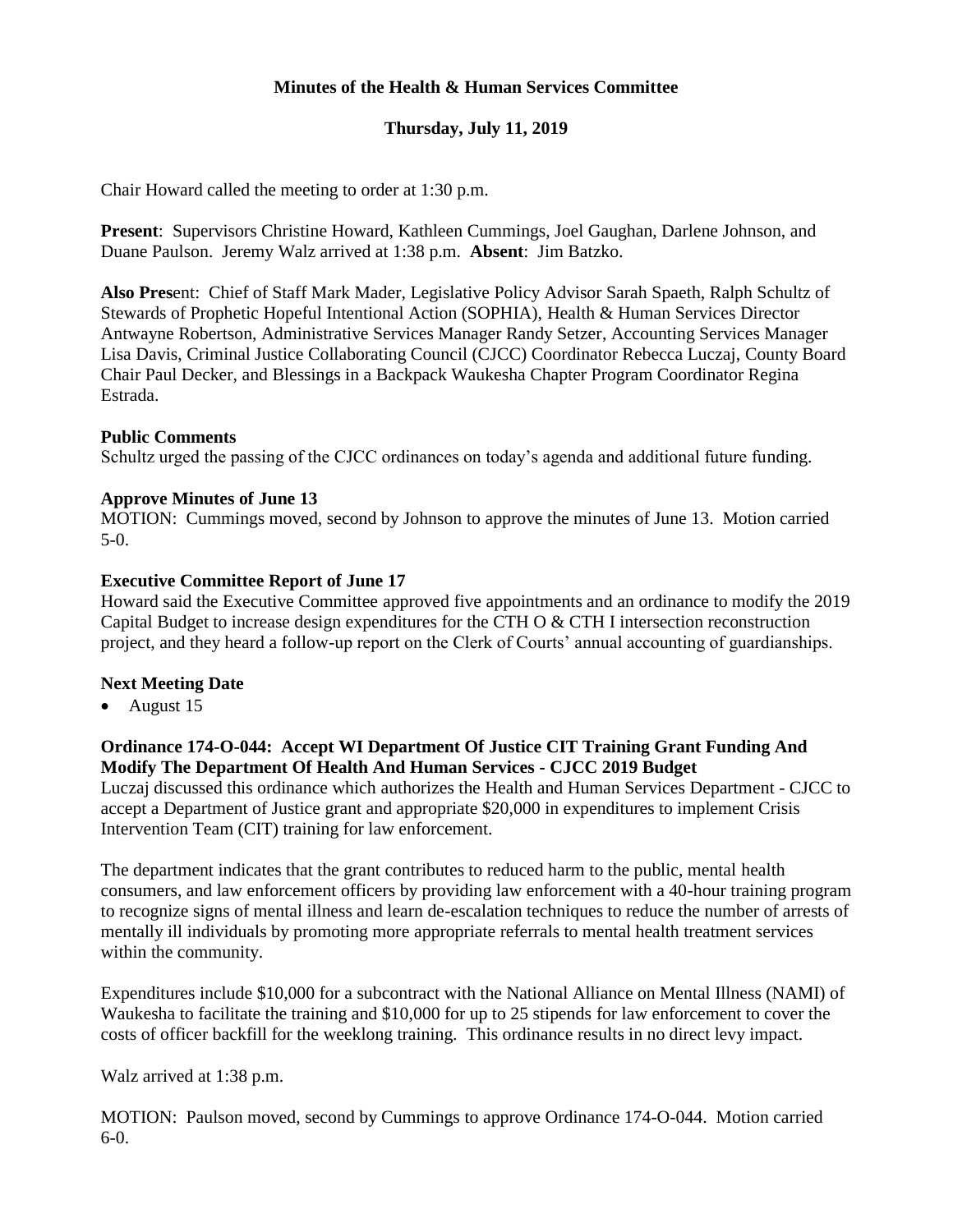# Minutes of the Health & Human Services Committee

## Thursday, July 11, 2019

Chair Howard called the meeting to order at 1:30 p.m.

**Present**: Supervisors Christine Howard, Kathleen Cummings, Joel Gaughan, Darlene Johnson, and Duane Paulson. Jeremy Walz arrived at 1:38 p.m. **Absent**: Jim Batzko.

**Also Pres**ent: Chief of Staff Mark Mader, Legislative Policy Advisor Sarah Spaeth, Ralph Schultz of Stewards of Prophetic Hopeful Intentional Action (SOPHIA), Health & Human Services Director Antwayne Robertson, Administrative Services Manager Randy Setzer, Accounting Services Manager Lisa Davis, Criminal Justice Collaborating Council (CJCC) Coordinator Rebecca Luczaj, County Board Chair Paul Decker, and Blessings in a Backpack Waukesha Chapter Program Coordinator Regina Estrada.

**Public Comments**

Schultz urged the passing of the CJCC ordinances on today's agenda and additional future funding.

**Approve Minutes of June 13**

MOTION: Cummings moved, second by Johnson to approve the minutes of June 13. Motion carried 5-0.

**Executive Committee Report of June 17**

Howard said the Executive Committee approved five appointments and an ordinance to modify the 2019 Capital Budget to increase design expenditures for the CTH O & CTH I intersection reconstruction project, and they heard a follow-up report on the Clerk of Courts' annual accounting of guardianships.

**Next Meeting Date**

- August 15

**Ordinance 174-O-044: Accept WI Department Of Justice CIT Training Grant Funding And Modify The Department Of Health And Human Services - CJCC 2019 Budget**

Luczaj discussed this ordinance which authorizes the Health and Human Services Department - CJCC to accept a Department of Justice grant and appropriate $20,000 in expenditures to implement Crisis Intervention Team (CIT) training for law enforcement.

The department indicates that the grant contributes to reduced harm to the public, mental health consumers, and law enforcement officers by providing law enforcement with a 40-hour training program to recognize signs of mental illness and learn de-escalation techniques to reduce the number of arrests of mentally ill individuals by promoting more appropriate referrals to mental health treatment services within the community.

Expenditures include $10,000 for a subcontract with the National Alliance on Mental Illness (NAMI) of Waukesha to facilitate the training and $10,000 for up to 25 stipends for law enforcement to cover the costs of officer backfill for the weeklong training. This ordinance results in no direct levy impact.

Walz arrived at 1:38 p.m.

MOTION: Paulson moved, second by Cummings to approve Ordinance 174-O-044. Motion carried 6-0.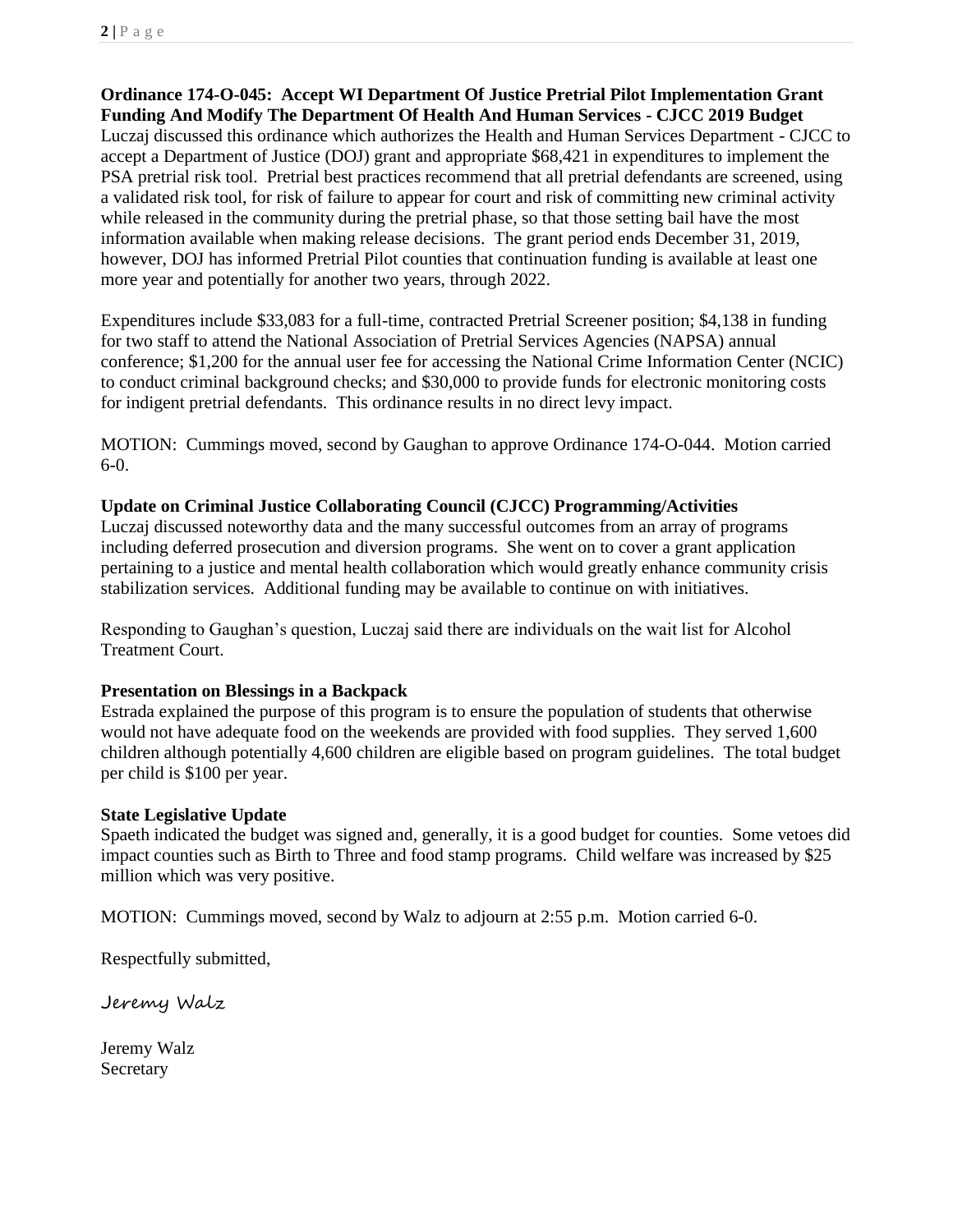**Ordinance 174-O-045: Accept WI Department Of Justice Pretrial Pilot Implementation Grant Funding And Modify The Department Of Health And Human Services - CJCC 2019 Budget**
Luczaj discussed this ordinance which authorizes the Health and Human Services Department - CJCC to accept a Department of Justice (DOJ) grant and appropriate $68,421 in expenditures to implement the PSA pretrial risk tool. Pretrial best practices recommend that all pretrial defendants are screened, using a validated risk tool, for risk of failure to appear for court and risk of committing new criminal activity while released in the community during the pretrial phase, so that those setting bail have the most information available when making release decisions. The grant period ends December 31, 2019, however, DOJ has informed Pretrial Pilot counties that continuation funding is available at least one more year and potentially for another two years, through 2022.

Expenditures include $33,083 for a full-time, contracted Pretrial Screener position; $4,138 in funding for two staff to attend the National Association of Pretrial Services Agencies (NAPSA) annual conference; $1,200 for the annual user fee for accessing the National Crime Information Center (NCIC) to conduct criminal background checks; and $30,000 to provide funds for electronic monitoring costs for indigent pretrial defendants. This ordinance results in no direct levy impact.

MOTION: Cummings moved, second by Gaughan to approve Ordinance 174-O-044. Motion carried 6-0.

**Update on Criminal Justice Collaborating Council (CJCC) Programming/Activities**
Luczaj discussed noteworthy data and the many successful outcomes from an array of programs including deferred prosecution and diversion programs. She went on to cover a grant application pertaining to a justice and mental health collaboration which would greatly enhance community crisis stabilization services. Additional funding may be available to continue on with initiatives.

Responding to Gaughan's question, Luczaj said there are individuals on the wait list for Alcohol Treatment Court.

**Presentation on Blessings in a Backpack**
Estrada explained the purpose of this program is to ensure the population of students that otherwise would not have adequate food on the weekends are provided with food supplies. They served 1,600 children although potentially 4,600 children are eligible based on program guidelines. The total budget per child is $100 per year.

**State Legislative Update**
Spaeth indicated the budget was signed and, generally, it is a good budget for counties. Some vetoes did impact counties such as Birth to Three and food stamp programs. Child welfare was increased by $25 million which was very positive.

MOTION: Cummings moved, second by Walz to adjourn at 2:55 p.m. Motion carried 6-0.

Respectfully submitted,

Jeremy Walz

Jeremy Walz
Secretary